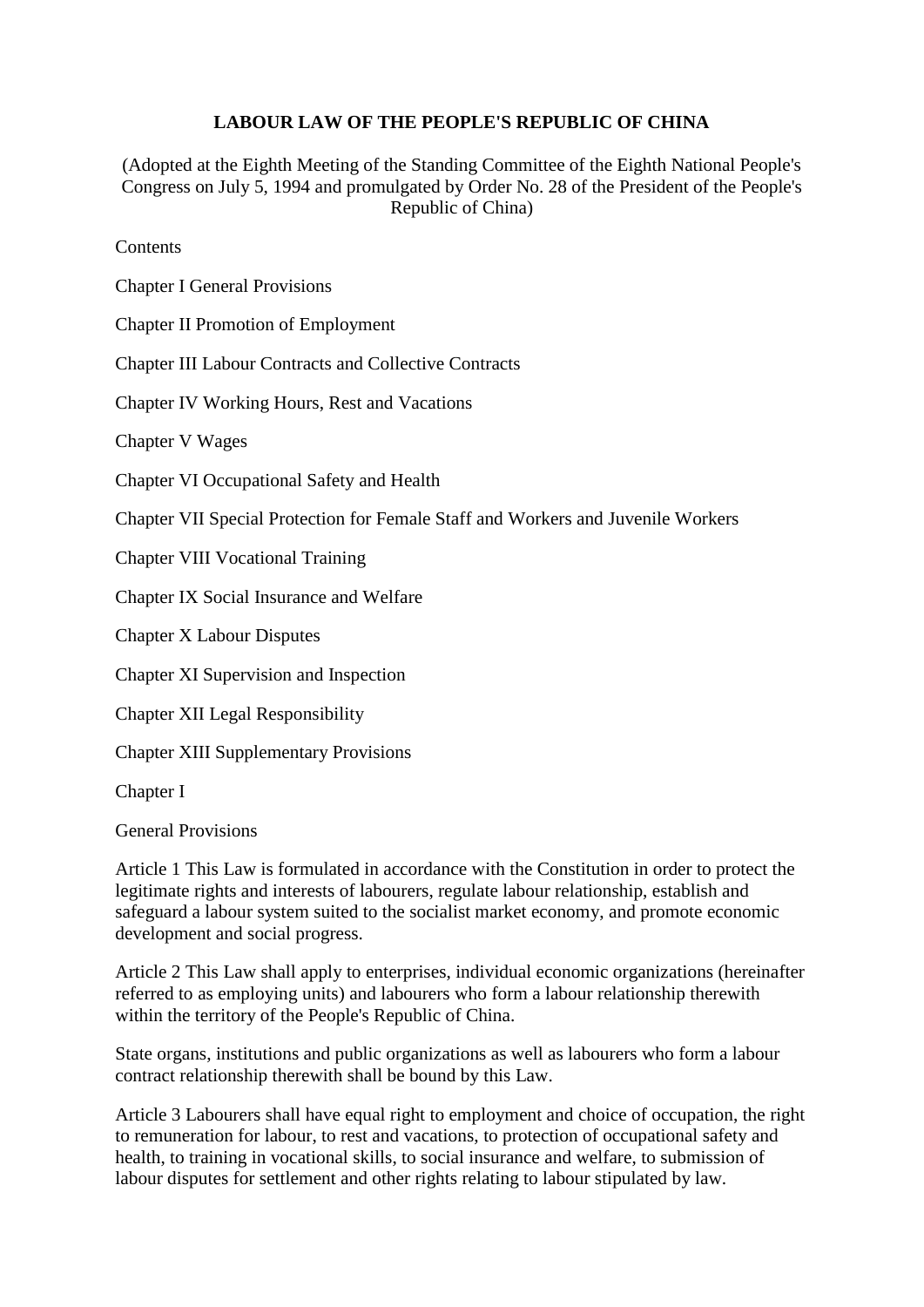# LABOUR LAW OF THE PEOPLE'S REPUBLIC OF CHINA

(Adopted at the Eighth Meeting of the Standing Committee of the Eighth National People's Congress on July 5, 1994 and promulgated by Order No. 28 of the President of the People's Republic of China)

Contents

Chapter I General Provisions

Chapter II Promotion of Employment

Chapter III Labour Contracts and Collective Contracts

Chapter IV Working Hours, Rest and Vacations

Chapter V Wages

Chapter VI Occupational Safety and Health

Chapter VII Special Protection for Female Staff and Workers and Juvenile Workers

Chapter VIII Vocational Training

Chapter IX Social Insurance and Welfare

Chapter X Labour Disputes

Chapter XI Supervision and Inspection

Chapter XII Legal Responsibility

Chapter XIII Supplementary Provisions

## Chapter I

## General Provisions

Article 1 This Law is formulated in accordance with the Constitution in order to protect the legitimate rights and interests of labourers, regulate labour relationship, establish and safeguard a labour system suited to the socialist market economy, and promote economic development and social progress.

Article 2 This Law shall apply to enterprises, individual economic organizations (hereinafter referred to as employing units) and labourers who form a labour relationship therewith within the territory of the People's Republic of China.

State organs, institutions and public organizations as well as labourers who form a labour contract relationship therewith shall be bound by this Law.

Article 3 Labourers shall have equal right to employment and choice of occupation, the right to remuneration for labour, to rest and vacations, to protection of occupational safety and health, to training in vocational skills, to social insurance and welfare, to submission of labour disputes for settlement and other rights relating to labour stipulated by law.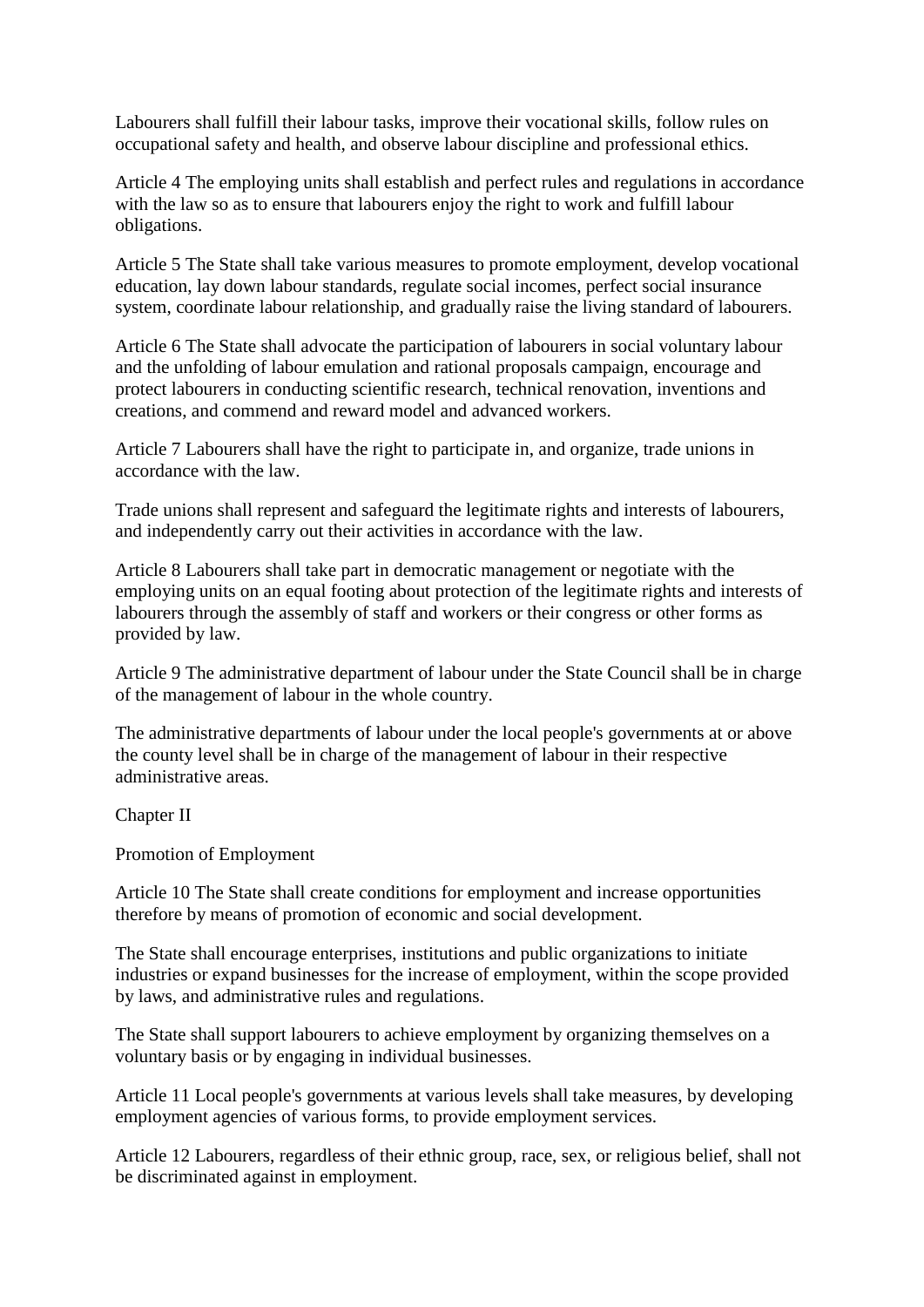Labourers shall fulfill their labour tasks, improve their vocational skills, follow rules on occupational safety and health, and observe labour discipline and professional ethics.

Article 4 The employing units shall establish and perfect rules and regulations in accordance with the law so as to ensure that labourers enjoy the right to work and fulfill labour obligations.

Article 5 The State shall take various measures to promote employment, develop vocational education, lay down labour standards, regulate social incomes, perfect social insurance system, coordinate labour relationship, and gradually raise the living standard of labourers.

Article 6 The State shall advocate the participation of labourers in social voluntary labour and the unfolding of labour emulation and rational proposals campaign, encourage and protect labourers in conducting scientific research, technical renovation, inventions and creations, and commend and reward model and advanced workers.

Article 7 Labourers shall have the right to participate in, and organize, trade unions in accordance with the law.

Trade unions shall represent and safeguard the legitimate rights and interests of labourers, and independently carry out their activities in accordance with the law.

Article 8 Labourers shall take part in democratic management or negotiate with the employing units on an equal footing about protection of the legitimate rights and interests of labourers through the assembly of staff and workers or their congress or other forms as provided by law.

Article 9 The administrative department of labour under the State Council shall be in charge of the management of labour in the whole country.

The administrative departments of labour under the local people's governments at or above the county level shall be in charge of the management of labour in their respective administrative areas.

## Chapter II

## Promotion of Employment

Article 10 The State shall create conditions for employment and increase opportunities therefore by means of promotion of economic and social development.

The State shall encourage enterprises, institutions and public organizations to initiate industries or expand businesses for the increase of employment, within the scope provided by laws, and administrative rules and regulations.

The State shall support labourers to achieve employment by organizing themselves on a voluntary basis or by engaging in individual businesses.

Article 11 Local people's governments at various levels shall take measures, by developing employment agencies of various forms, to provide employment services.

Article 12 Labourers, regardless of their ethnic group, race, sex, or religious belief, shall not be discriminated against in employment.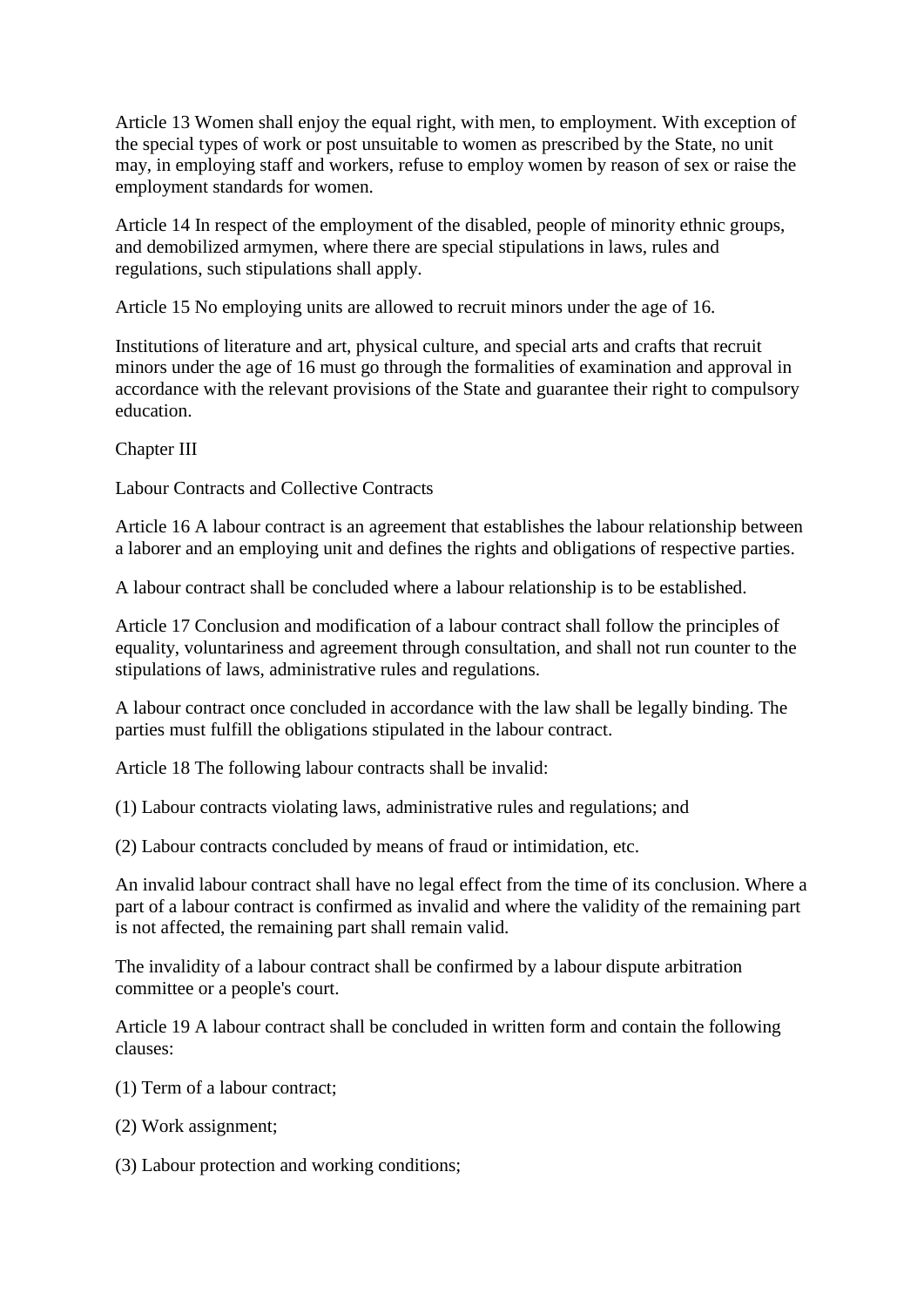Article 13 Women shall enjoy the equal right, with men, to employment. With exception of the special types of work or post unsuitable to women as prescribed by the State, no unit may, in employing staff and workers, refuse to employ women by reason of sex or raise the employment standards for women.

Article 14 In respect of the employment of the disabled, people of minority ethnic groups, and demobilized armymen, where there are special stipulations in laws, rules and regulations, such stipulations shall apply.

Article 15 No employing units are allowed to recruit minors under the age of 16.

Institutions of literature and art, physical culture, and special arts and crafts that recruit minors under the age of 16 must go through the formalities of examination and approval in accordance with the relevant provisions of the State and guarantee their right to compulsory education.

## Chapter III

## Labour Contracts and Collective Contracts

Article 16 A labour contract is an agreement that establishes the labour relationship between a laborer and an employing unit and defines the rights and obligations of respective parties.

A labour contract shall be concluded where a labour relationship is to be established.

Article 17 Conclusion and modification of a labour contract shall follow the principles of equality, voluntariness and agreement through consultation, and shall not run counter to the stipulations of laws, administrative rules and regulations.

A labour contract once concluded in accordance with the law shall be legally binding. The parties must fulfill the obligations stipulated in the labour contract.

Article 18 The following labour contracts shall be invalid:

(1) Labour contracts violating laws, administrative rules and regulations; and

(2) Labour contracts concluded by means of fraud or intimidation, etc.

An invalid labour contract shall have no legal effect from the time of its conclusion. Where a part of a labour contract is confirmed as invalid and where the validity of the remaining part is not affected, the remaining part shall remain valid.

The invalidity of a labour contract shall be confirmed by a labour dispute arbitration committee or a people's court.

Article 19 A labour contract shall be concluded in written form and contain the following clauses:

(1) Term of a labour contract;

(2) Work assignment;

(3) Labour protection and working conditions;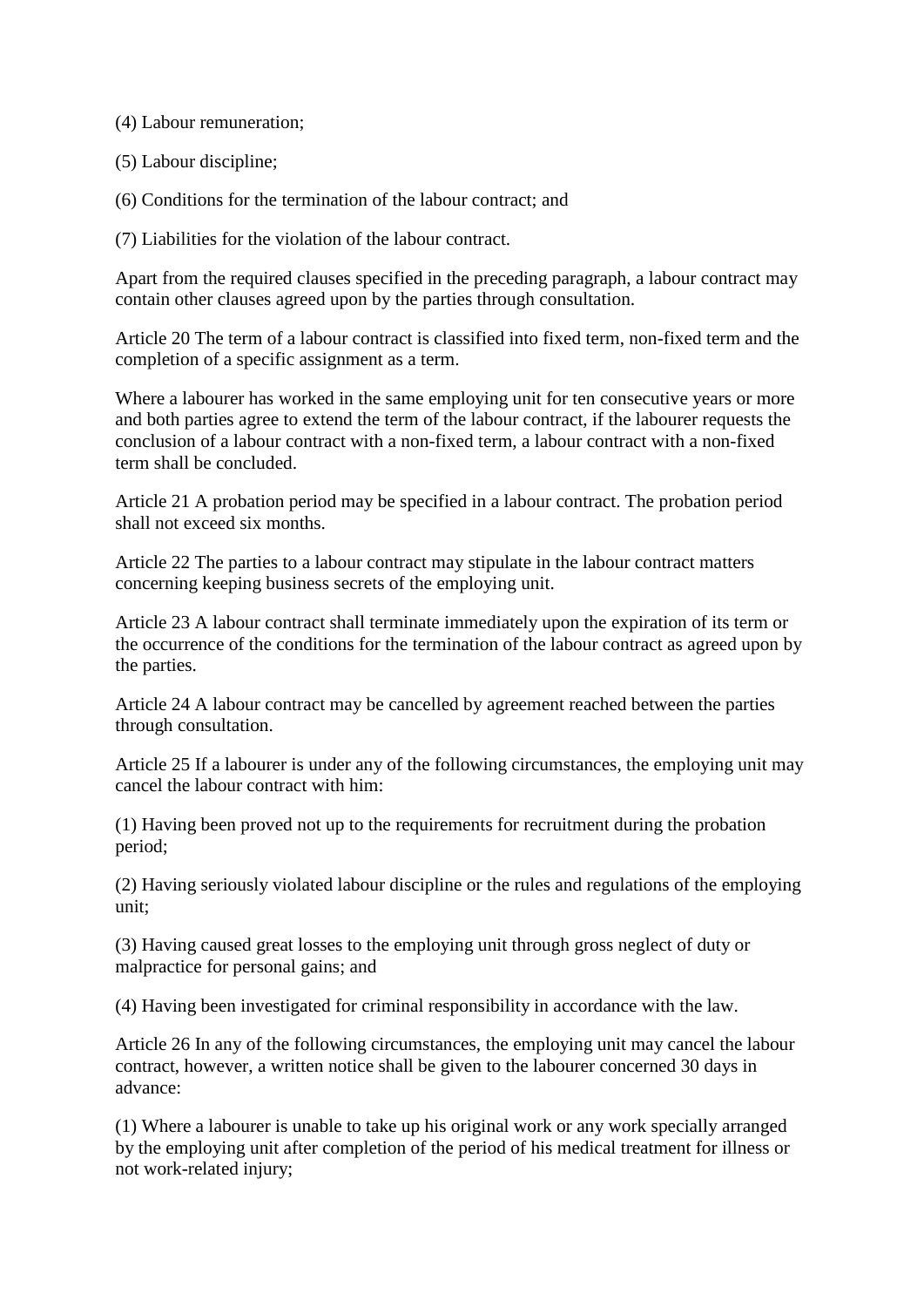(4) Labour remuneration;

(5) Labour discipline;

(6) Conditions for the termination of the labour contract; and

(7) Liabilities for the violation of the labour contract.

Apart from the required clauses specified in the preceding paragraph, a labour contract may contain other clauses agreed upon by the parties through consultation.

Article 20 The term of a labour contract is classified into fixed term, non-fixed term and the completion of a specific assignment as a term.

Where a labourer has worked in the same employing unit for ten consecutive years or more and both parties agree to extend the term of the labour contract, if the labourer requests the conclusion of a labour contract with a non-fixed term, a labour contract with a non-fixed term shall be concluded.

Article 21 A probation period may be specified in a labour contract. The probation period shall not exceed six months.

Article 22 The parties to a labour contract may stipulate in the labour contract matters concerning keeping business secrets of the employing unit.

Article 23 A labour contract shall terminate immediately upon the expiration of its term or the occurrence of the conditions for the termination of the labour contract as agreed upon by the parties.

Article 24 A labour contract may be cancelled by agreement reached between the parties through consultation.

Article 25 If a labourer is under any of the following circumstances, the employing unit may cancel the labour contract with him:

(1) Having been proved not up to the requirements for recruitment during the probation period;

(2) Having seriously violated labour discipline or the rules and regulations of the employing unit;

(3) Having caused great losses to the employing unit through gross neglect of duty or malpractice for personal gains; and

(4) Having been investigated for criminal responsibility in accordance with the law.

Article 26 In any of the following circumstances, the employing unit may cancel the labour contract, however, a written notice shall be given to the labourer concerned 30 days in advance:

(1) Where a labourer is unable to take up his original work or any work specially arranged by the employing unit after completion of the period of his medical treatment for illness or not work-related injury;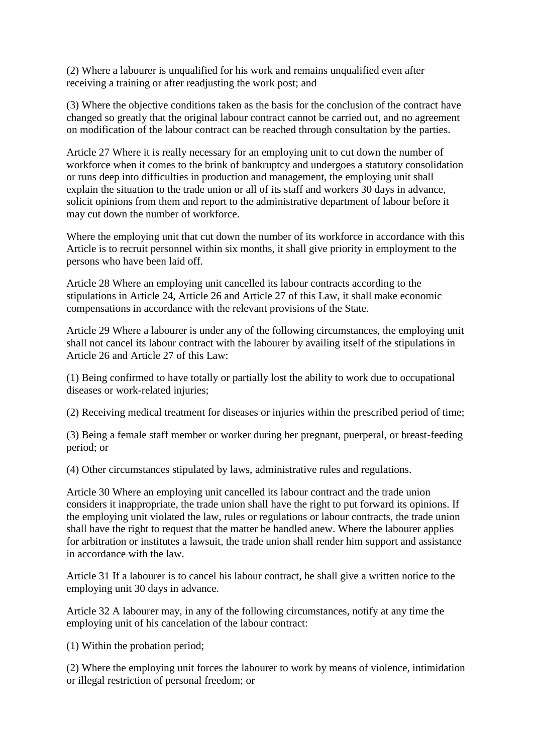(2) Where a labourer is unqualified for his work and remains unqualified even after receiving a training or after readjusting the work post; and

(3) Where the objective conditions taken as the basis for the conclusion of the contract have changed so greatly that the original labour contract cannot be carried out, and no agreement on modification of the labour contract can be reached through consultation by the parties.

Article 27 Where it is really necessary for an employing unit to cut down the number of workforce when it comes to the brink of bankruptcy and undergoes a statutory consolidation or runs deep into difficulties in production and management, the employing unit shall explain the situation to the trade union or all of its staff and workers 30 days in advance, solicit opinions from them and report to the administrative department of labour before it may cut down the number of workforce.

Where the employing unit that cut down the number of its workforce in accordance with this Article is to recruit personnel within six months, it shall give priority in employment to the persons who have been laid off.

Article 28 Where an employing unit cancelled its labour contracts according to the stipulations in Article 24, Article 26 and Article 27 of this Law, it shall make economic compensations in accordance with the relevant provisions of the State.

Article 29 Where a labourer is under any of the following circumstances, the employing unit shall not cancel its labour contract with the labourer by availing itself of the stipulations in Article 26 and Article 27 of this Law:

(1) Being confirmed to have totally or partially lost the ability to work due to occupational diseases or work-related injuries;

(2) Receiving medical treatment for diseases or injuries within the prescribed period of time;

(3) Being a female staff member or worker during her pregnant, puerperal, or breast-feeding period; or

(4) Other circumstances stipulated by laws, administrative rules and regulations.

Article 30 Where an employing unit cancelled its labour contract and the trade union considers it inappropriate, the trade union shall have the right to put forward its opinions. If the employing unit violated the law, rules or regulations or labour contracts, the trade union shall have the right to request that the matter be handled anew. Where the labourer applies for arbitration or institutes a lawsuit, the trade union shall render him support and assistance in accordance with the law.

Article 31 If a labourer is to cancel his labour contract, he shall give a written notice to the employing unit 30 days in advance.

Article 32 A labourer may, in any of the following circumstances, notify at any time the employing unit of his cancelation of the labour contract:

(1) Within the probation period;

(2) Where the employing unit forces the labourer to work by means of violence, intimidation or illegal restriction of personal freedom; or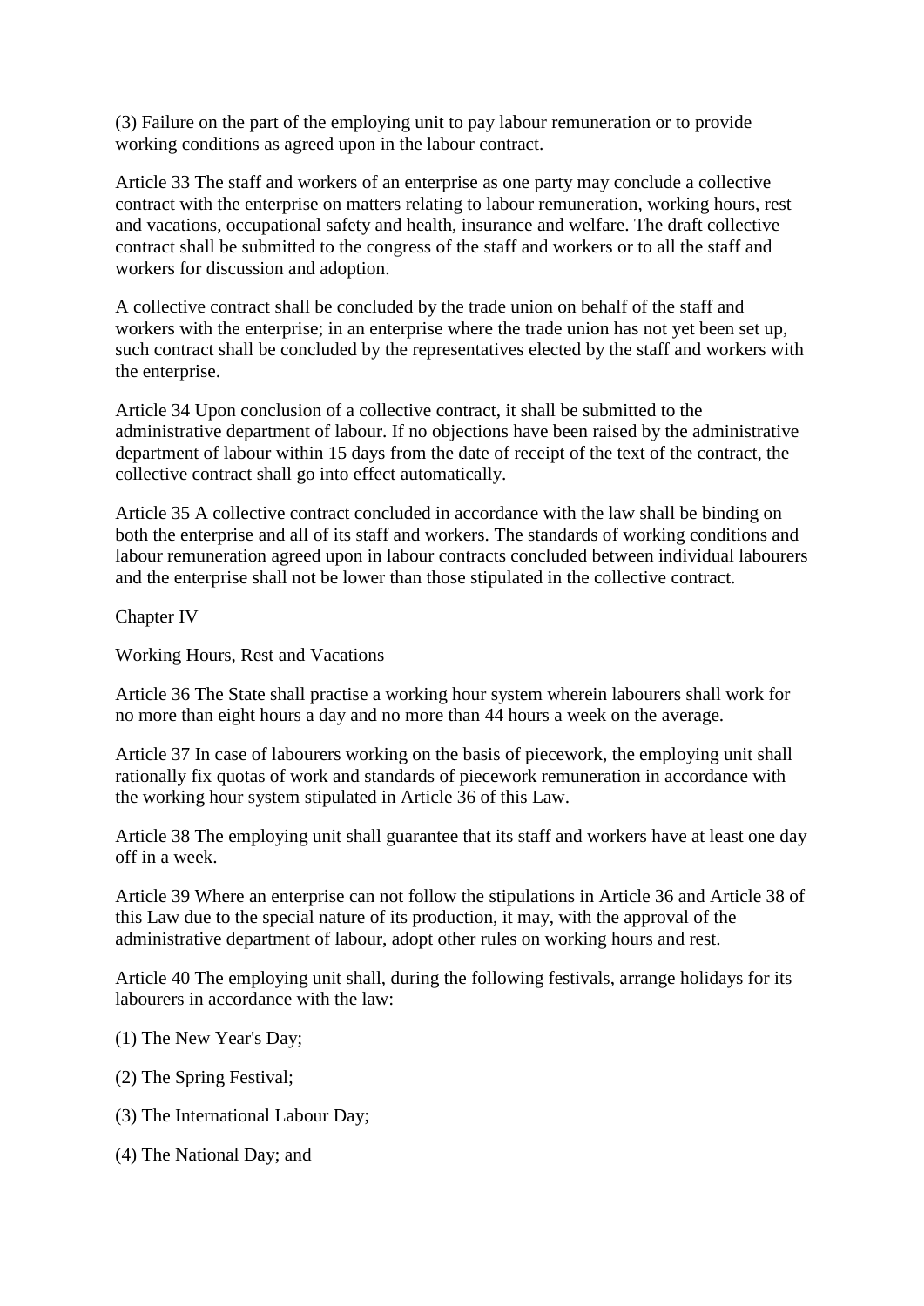(3) Failure on the part of the employing unit to pay labour remuneration or to provide working conditions as agreed upon in the labour contract.

Article 33 The staff and workers of an enterprise as one party may conclude a collective contract with the enterprise on matters relating to labour remuneration, working hours, rest and vacations, occupational safety and health, insurance and welfare. The draft collective contract shall be submitted to the congress of the staff and workers or to all the staff and workers for discussion and adoption.

A collective contract shall be concluded by the trade union on behalf of the staff and workers with the enterprise; in an enterprise where the trade union has not yet been set up, such contract shall be concluded by the representatives elected by the staff and workers with the enterprise.

Article 34 Upon conclusion of a collective contract, it shall be submitted to the administrative department of labour. If no objections have been raised by the administrative department of labour within 15 days from the date of receipt of the text of the contract, the collective contract shall go into effect automatically.

Article 35 A collective contract concluded in accordance with the law shall be binding on both the enterprise and all of its staff and workers. The standards of working conditions and labour remuneration agreed upon in labour contracts concluded between individual labourers and the enterprise shall not be lower than those stipulated in the collective contract.

## Chapter IV

## Working Hours, Rest and Vacations

Article 36 The State shall practise a working hour system wherein labourers shall work for no more than eight hours a day and no more than 44 hours a week on the average.

Article 37 In case of labourers working on the basis of piecework, the employing unit shall rationally fix quotas of work and standards of piecework remuneration in accordance with the working hour system stipulated in Article 36 of this Law.

Article 38 The employing unit shall guarantee that its staff and workers have at least one day off in a week.

Article 39 Where an enterprise can not follow the stipulations in Article 36 and Article 38 of this Law due to the special nature of its production, it may, with the approval of the administrative department of labour, adopt other rules on working hours and rest.

Article 40 The employing unit shall, during the following festivals, arrange holidays for its labourers in accordance with the law:

(1) The New Year's Day;

(2) The Spring Festival;

(3) The International Labour Day;

(4) The National Day; and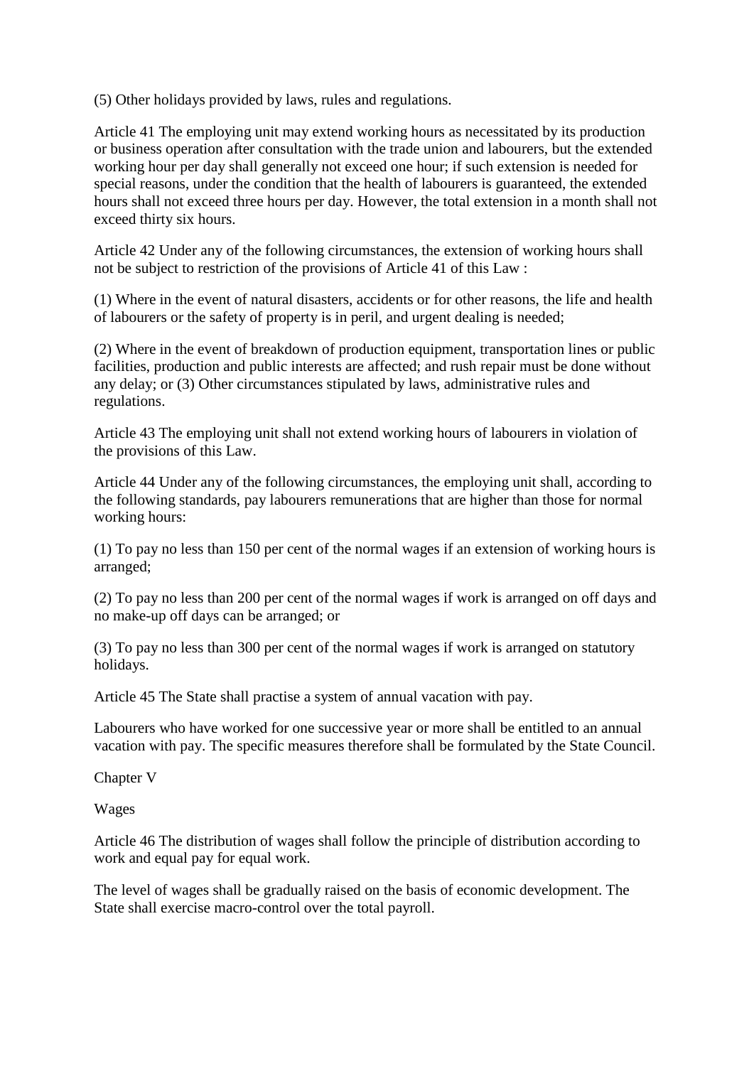(5) Other holidays provided by laws, rules and regulations.

Article 41 The employing unit may extend working hours as necessitated by its production or business operation after consultation with the trade union and labourers, but the extended working hour per day shall generally not exceed one hour; if such extension is needed for special reasons, under the condition that the health of labourers is guaranteed, the extended hours shall not exceed three hours per day. However, the total extension in a month shall not exceed thirty six hours.

Article 42 Under any of the following circumstances, the extension of working hours shall not be subject to restriction of the provisions of Article 41 of this Law :

(1) Where in the event of natural disasters, accidents or for other reasons, the life and health of labourers or the safety of property is in peril, and urgent dealing is needed;

(2) Where in the event of breakdown of production equipment, transportation lines or public facilities, production and public interests are affected; and rush repair must be done without any delay; or (3) Other circumstances stipulated by laws, administrative rules and regulations.

Article 43 The employing unit shall not extend working hours of labourers in violation of the provisions of this Law.

Article 44 Under any of the following circumstances, the employing unit shall, according to the following standards, pay labourers remunerations that are higher than those for normal working hours:

(1) To pay no less than 150 per cent of the normal wages if an extension of working hours is arranged;

(2) To pay no less than 200 per cent of the normal wages if work is arranged on off days and no make-up off days can be arranged; or

(3) To pay no less than 300 per cent of the normal wages if work is arranged on statutory holidays.

Article 45 The State shall practise a system of annual vacation with pay.

Labourers who have worked for one successive year or more shall be entitled to an annual vacation with pay. The specific measures therefore shall be formulated by the State Council.

## Chapter V

## Wages

Article 46 The distribution of wages shall follow the principle of distribution according to work and equal pay for equal work.

The level of wages shall be gradually raised on the basis of economic development. The State shall exercise macro-control over the total payroll.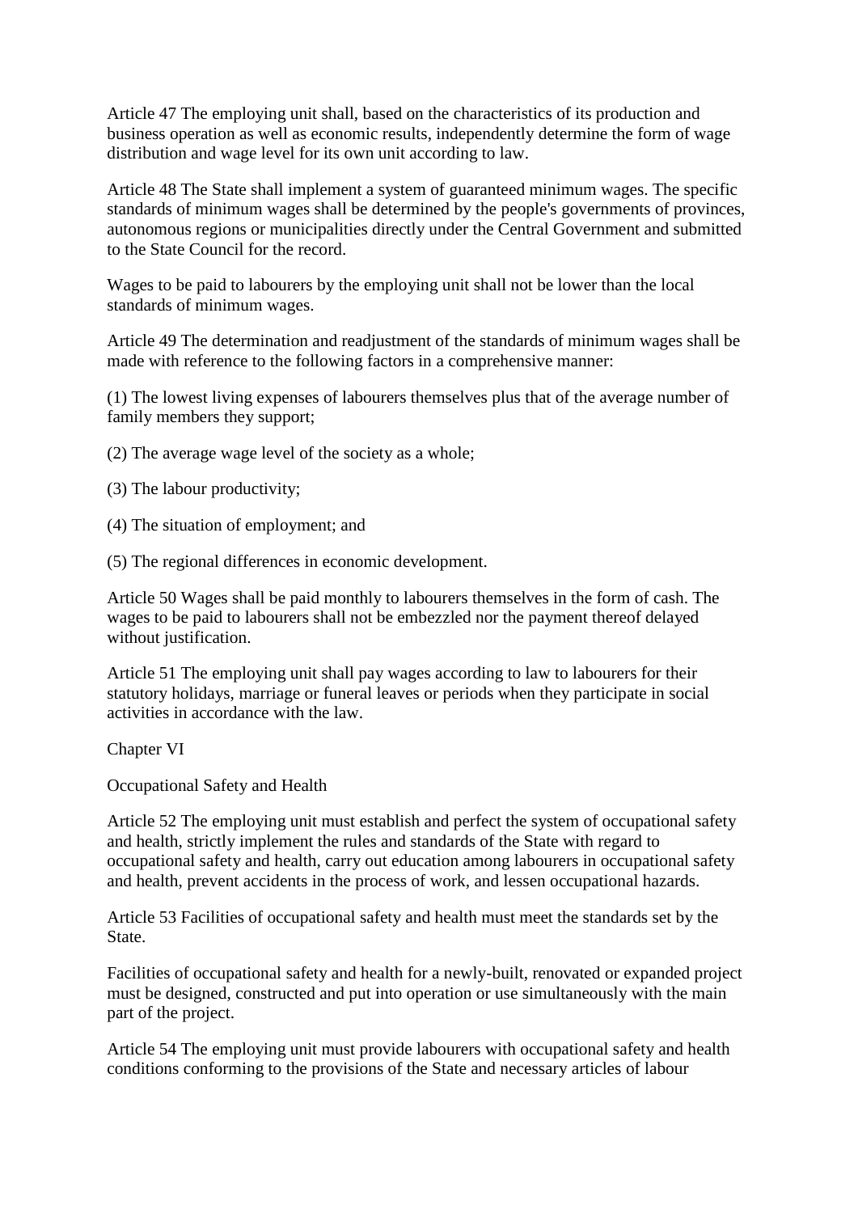Article 47 The employing unit shall, based on the characteristics of its production and business operation as well as economic results, independently determine the form of wage distribution and wage level for its own unit according to law.

Article 48 The State shall implement a system of guaranteed minimum wages. The specific standards of minimum wages shall be determined by the people's governments of provinces, autonomous regions or municipalities directly under the Central Government and submitted to the State Council for the record.

Wages to be paid to labourers by the employing unit shall not be lower than the local standards of minimum wages.

Article 49 The determination and readjustment of the standards of minimum wages shall be made with reference to the following factors in a comprehensive manner:

(1) The lowest living expenses of labourers themselves plus that of the average number of family members they support;

(2) The average wage level of the society as a whole;

(3) The labour productivity;

(4) The situation of employment; and

(5) The regional differences in economic development.

Article 50 Wages shall be paid monthly to labourers themselves in the form of cash. The wages to be paid to labourers shall not be embezzled nor the payment thereof delayed without justification.

Article 51 The employing unit shall pay wages according to law to labourers for their statutory holidays, marriage or funeral leaves or periods when they participate in social activities in accordance with the law.

## Chapter VI

## Occupational Safety and Health

Article 52 The employing unit must establish and perfect the system of occupational safety and health, strictly implement the rules and standards of the State with regard to occupational safety and health, carry out education among labourers in occupational safety and health, prevent accidents in the process of work, and lessen occupational hazards.

Article 53 Facilities of occupational safety and health must meet the standards set by the State.

Facilities of occupational safety and health for a newly-built, renovated or expanded project must be designed, constructed and put into operation or use simultaneously with the main part of the project.

Article 54 The employing unit must provide labourers with occupational safety and health conditions conforming to the provisions of the State and necessary articles of labour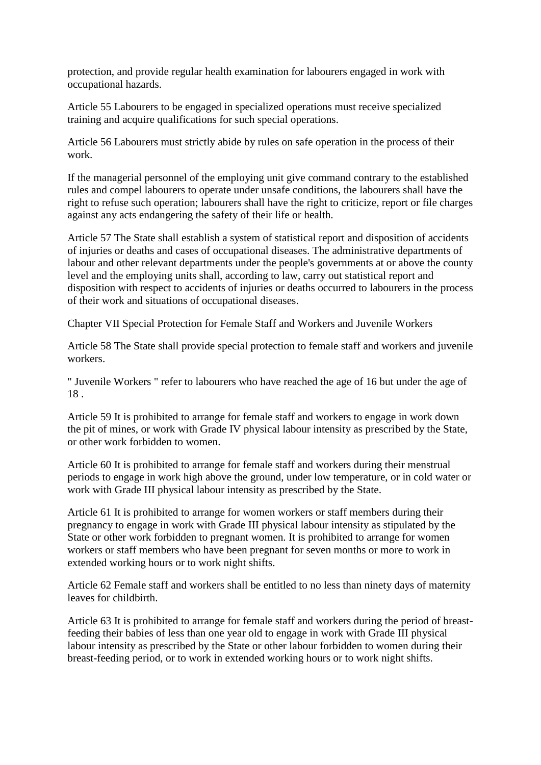protection, and provide regular health examination for labourers engaged in work with occupational hazards.

Article 55 Labourers to be engaged in specialized operations must receive specialized training and acquire qualifications for such special operations.

Article 56 Labourers must strictly abide by rules on safe operation in the process of their work.

If the managerial personnel of the employing unit give command contrary to the established rules and compel labourers to operate under unsafe conditions, the labourers shall have the right to refuse such operation; labourers shall have the right to criticize, report or file charges against any acts endangering the safety of their life or health.

Article 57 The State shall establish a system of statistical report and disposition of accidents of injuries or deaths and cases of occupational diseases. The administrative departments of labour and other relevant departments under the people's governments at or above the county level and the employing units shall, according to law, carry out statistical report and disposition with respect to accidents of injuries or deaths occurred to labourers in the process of their work and situations of occupational diseases.

## Chapter VII Special Protection for Female Staff and Workers and Juvenile Workers

Article 58 The State shall provide special protection to female staff and workers and juvenile workers.

" Juvenile Workers " refer to labourers who have reached the age of 16 but under the age of 18 .

Article 59 It is prohibited to arrange for female staff and workers to engage in work down the pit of mines, or work with Grade IV physical labour intensity as prescribed by the State, or other work forbidden to women.

Article 60 It is prohibited to arrange for female staff and workers during their menstrual periods to engage in work high above the ground, under low temperature, or in cold water or work with Grade III physical labour intensity as prescribed by the State.

Article 61 It is prohibited to arrange for women workers or staff members during their pregnancy to engage in work with Grade III physical labour intensity as stipulated by the State or other work forbidden to pregnant women. It is prohibited to arrange for women workers or staff members who have been pregnant for seven months or more to work in extended working hours or to work night shifts.

Article 62 Female staff and workers shall be entitled to no less than ninety days of maternity leaves for childbirth.

Article 63 It is prohibited to arrange for female staff and workers during the period of breast-feeding their babies of less than one year old to engage in work with Grade III physical labour intensity as prescribed by the State or other labour forbidden to women during their breast-feeding period, or to work in extended working hours or to work night shifts.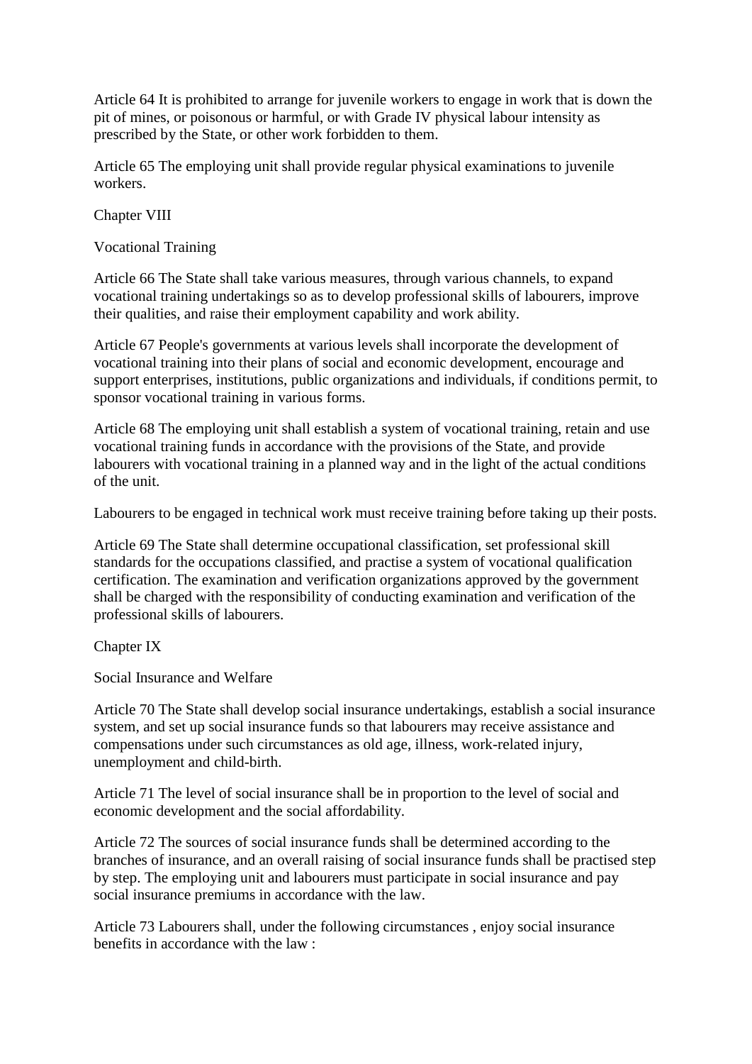Article 64 It is prohibited to arrange for juvenile workers to engage in work that is down the pit of mines, or poisonous or harmful, or with Grade IV physical labour intensity as prescribed by the State, or other work forbidden to them.

Article 65 The employing unit shall provide regular physical examinations to juvenile workers.

## Chapter VIII

## Vocational Training

Article 66 The State shall take various measures, through various channels, to expand vocational training undertakings so as to develop professional skills of labourers, improve their qualities, and raise their employment capability and work ability.

Article 67 People's governments at various levels shall incorporate the development of vocational training into their plans of social and economic development, encourage and support enterprises, institutions, public organizations and individuals, if conditions permit, to sponsor vocational training in various forms.

Article 68 The employing unit shall establish a system of vocational training, retain and use vocational training funds in accordance with the provisions of the State, and provide labourers with vocational training in a planned way and in the light of the actual conditions of the unit.

Labourers to be engaged in technical work must receive training before taking up their posts.

Article 69 The State shall determine occupational classification, set professional skill standards for the occupations classified, and practise a system of vocational qualification certification. The examination and verification organizations approved by the government shall be charged with the responsibility of conducting examination and verification of the professional skills of labourers.

## Chapter IX

## Social Insurance and Welfare

Article 70 The State shall develop social insurance undertakings, establish a social insurance system, and set up social insurance funds so that labourers may receive assistance and compensations under such circumstances as old age, illness, work-related injury, unemployment and child-birth.

Article 71 The level of social insurance shall be in proportion to the level of social and economic development and the social affordability.

Article 72 The sources of social insurance funds shall be determined according to the branches of insurance, and an overall raising of social insurance funds shall be practised step by step. The employing unit and labourers must participate in social insurance and pay social insurance premiums in accordance with the law.

Article 73 Labourers shall, under the following circumstances , enjoy social insurance benefits in accordance with the law :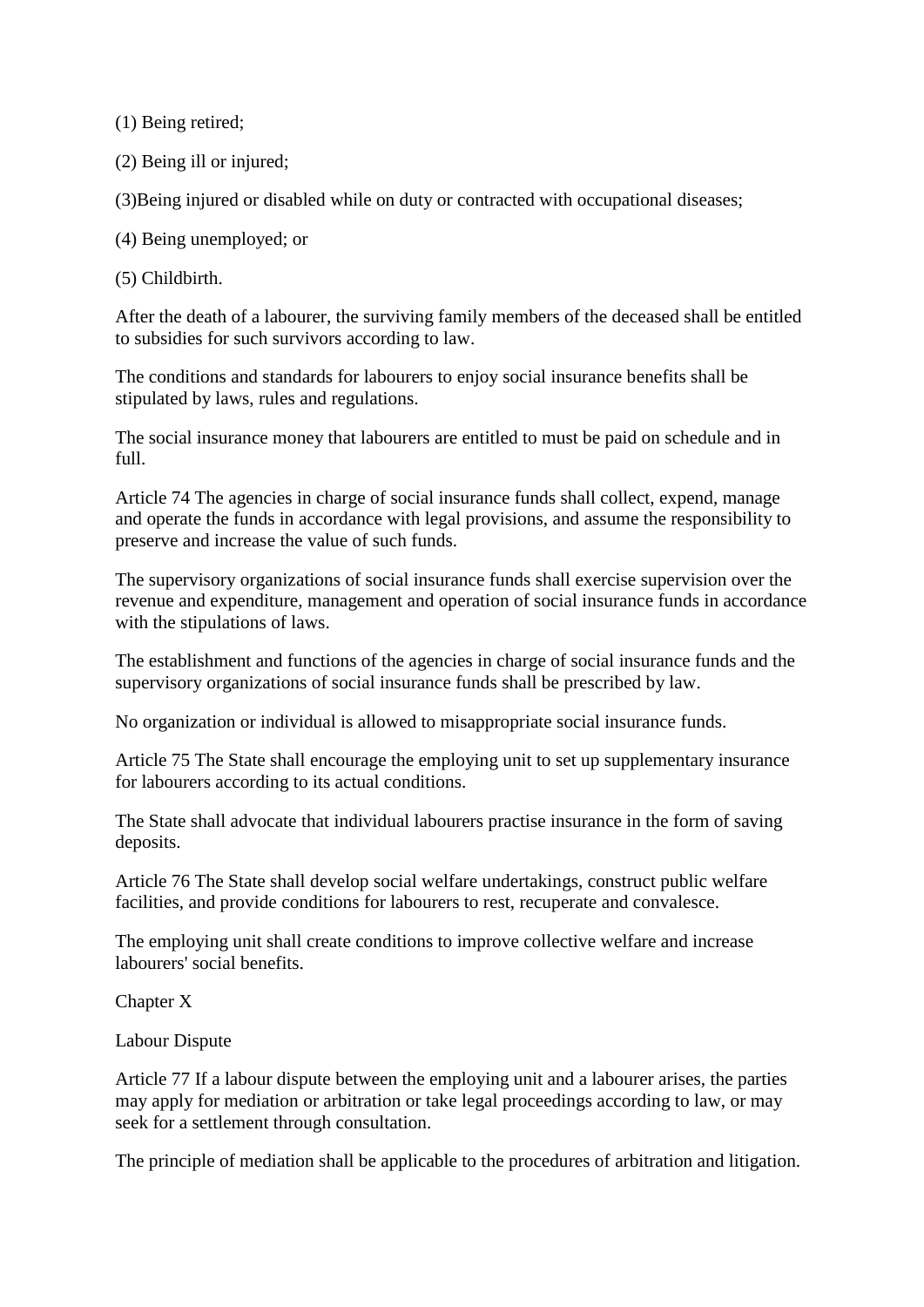(1) Being retired;

(2) Being ill or injured;

(3)Being injured or disabled while on duty or contracted with occupational diseases;

(4) Being unemployed; or

(5) Childbirth.

After the death of a labourer, the surviving family members of the deceased shall be entitled to subsidies for such survivors according to law.

The conditions and standards for labourers to enjoy social insurance benefits shall be stipulated by laws, rules and regulations.

The social insurance money that labourers are entitled to must be paid on schedule and in full.

Article 74 The agencies in charge of social insurance funds shall collect, expend, manage and operate the funds in accordance with legal provisions, and assume the responsibility to preserve and increase the value of such funds.

The supervisory organizations of social insurance funds shall exercise supervision over the revenue and expenditure, management and operation of social insurance funds in accordance with the stipulations of laws.

The establishment and functions of the agencies in charge of social insurance funds and the supervisory organizations of social insurance funds shall be prescribed by law.

No organization or individual is allowed to misappropriate social insurance funds.

Article 75 The State shall encourage the employing unit to set up supplementary insurance for labourers according to its actual conditions.

The State shall advocate that individual labourers practise insurance in the form of saving deposits.

Article 76 The State shall develop social welfare undertakings, construct public welfare facilities, and provide conditions for labourers to rest, recuperate and convalesce.

The employing unit shall create conditions to improve collective welfare and increase labourers' social benefits.

## Chapter X

## Labour Dispute

Article 77 If a labour dispute between the employing unit and a labourer arises, the parties may apply for mediation or arbitration or take legal proceedings according to law, or may seek for a settlement through consultation.

The principle of mediation shall be applicable to the procedures of arbitration and litigation.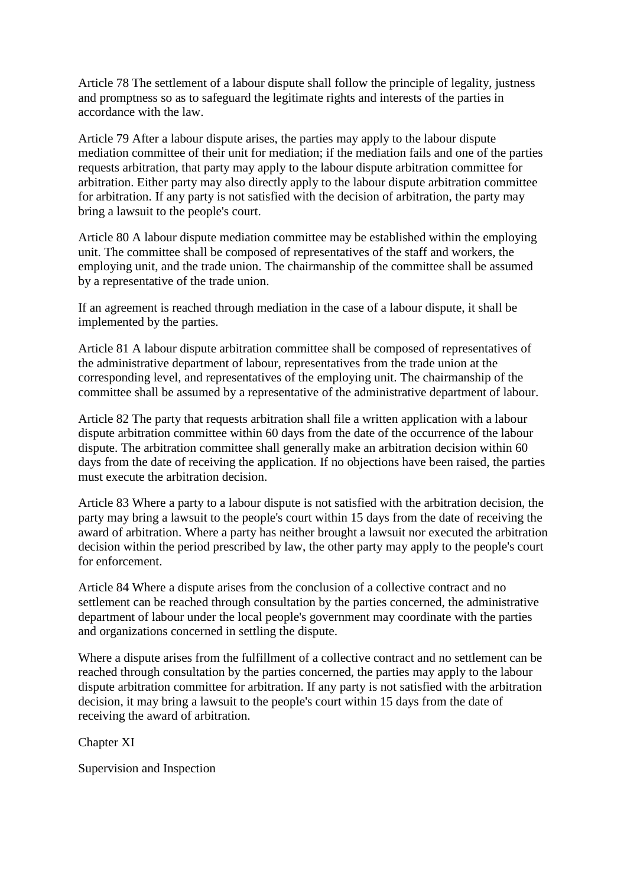Article 78 The settlement of a labour dispute shall follow the principle of legality, justness and promptness so as to safeguard the legitimate rights and interests of the parties in accordance with the law.

Article 79 After a labour dispute arises, the parties may apply to the labour dispute mediation committee of their unit for mediation; if the mediation fails and one of the parties requests arbitration, that party may apply to the labour dispute arbitration committee for arbitration. Either party may also directly apply to the labour dispute arbitration committee for arbitration. If any party is not satisfied with the decision of arbitration, the party may bring a lawsuit to the people's court.

Article 80 A labour dispute mediation committee may be established within the employing unit. The committee shall be composed of representatives of the staff and workers, the employing unit, and the trade union. The chairmanship of the committee shall be assumed by a representative of the trade union.

If an agreement is reached through mediation in the case of a labour dispute, it shall be implemented by the parties.

Article 81 A labour dispute arbitration committee shall be composed of representatives of the administrative department of labour, representatives from the trade union at the corresponding level, and representatives of the employing unit. The chairmanship of the committee shall be assumed by a representative of the administrative department of labour.

Article 82 The party that requests arbitration shall file a written application with a labour dispute arbitration committee within 60 days from the date of the occurrence of the labour dispute. The arbitration committee shall generally make an arbitration decision within 60 days from the date of receiving the application. If no objections have been raised, the parties must execute the arbitration decision.

Article 83 Where a party to a labour dispute is not satisfied with the arbitration decision, the party may bring a lawsuit to the people's court within 15 days from the date of receiving the award of arbitration. Where a party has neither brought a lawsuit nor executed the arbitration decision within the period prescribed by law, the other party may apply to the people's court for enforcement.

Article 84 Where a dispute arises from the conclusion of a collective contract and no settlement can be reached through consultation by the parties concerned, the administrative department of labour under the local people's government may coordinate with the parties and organizations concerned in settling the dispute.

Where a dispute arises from the fulfillment of a collective contract and no settlement can be reached through consultation by the parties concerned, the parties may apply to the labour dispute arbitration committee for arbitration. If any party is not satisfied with the arbitration decision, it may bring a lawsuit to the people's court within 15 days from the date of receiving the award of arbitration.

## Chapter XI

## Supervision and Inspection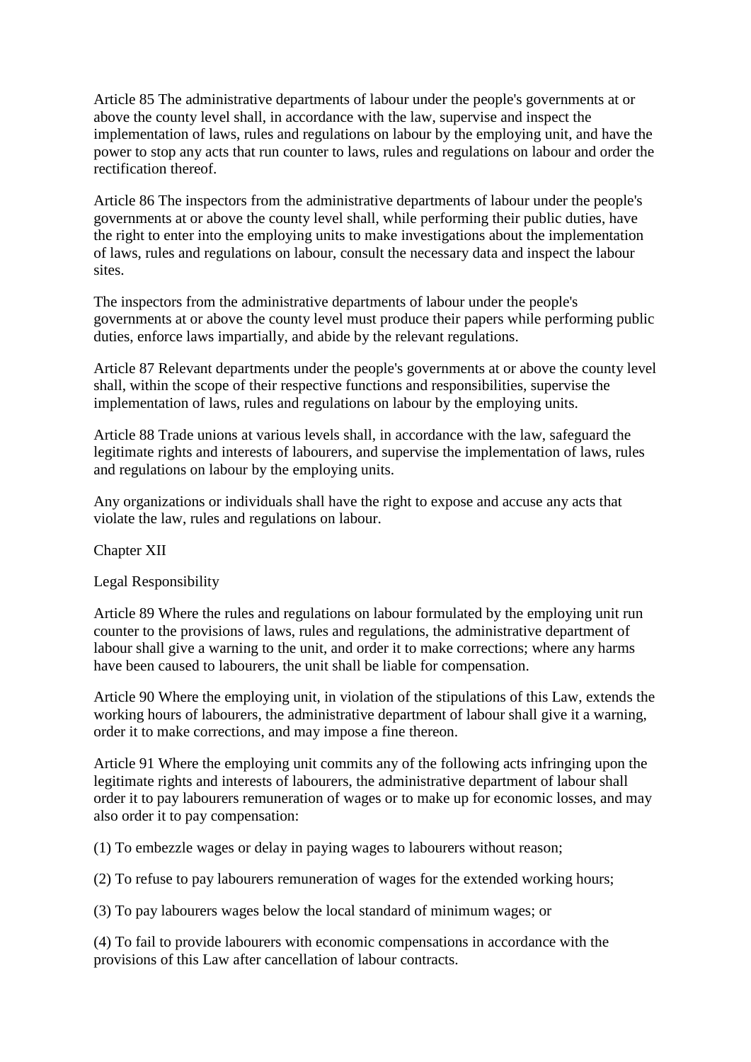Article 85 The administrative departments of labour under the people's governments at or above the county level shall, in accordance with the law, supervise and inspect the implementation of laws, rules and regulations on labour by the employing unit, and have the power to stop any acts that run counter to laws, rules and regulations on labour and order the rectification thereof.

Article 86 The inspectors from the administrative departments of labour under the people's governments at or above the county level shall, while performing their public duties, have the right to enter into the employing units to make investigations about the implementation of laws, rules and regulations on labour, consult the necessary data and inspect the labour sites.

The inspectors from the administrative departments of labour under the people's governments at or above the county level must produce their papers while performing public duties, enforce laws impartially, and abide by the relevant regulations.

Article 87 Relevant departments under the people's governments at or above the county level shall, within the scope of their respective functions and responsibilities, supervise the implementation of laws, rules and regulations on labour by the employing units.

Article 88 Trade unions at various levels shall, in accordance with the law, safeguard the legitimate rights and interests of labourers, and supervise the implementation of laws, rules and regulations on labour by the employing units.

Any organizations or individuals shall have the right to expose and accuse any acts that violate the law, rules and regulations on labour.

## Chapter XII

## Legal Responsibility

Article 89 Where the rules and regulations on labour formulated by the employing unit run counter to the provisions of laws, rules and regulations, the administrative department of labour shall give a warning to the unit, and order it to make corrections; where any harms have been caused to labourers, the unit shall be liable for compensation.

Article 90 Where the employing unit, in violation of the stipulations of this Law, extends the working hours of labourers, the administrative department of labour shall give it a warning, order it to make corrections, and may impose a fine thereon.

Article 91 Where the employing unit commits any of the following acts infringing upon the legitimate rights and interests of labourers, the administrative department of labour shall order it to pay labourers remuneration of wages or to make up for economic losses, and may also order it to pay compensation:

(1) To embezzle wages or delay in paying wages to labourers without reason;

(2) To refuse to pay labourers remuneration of wages for the extended working hours;

(3) To pay labourers wages below the local standard of minimum wages; or

(4) To fail to provide labourers with economic compensations in accordance with the provisions of this Law after cancellation of labour contracts.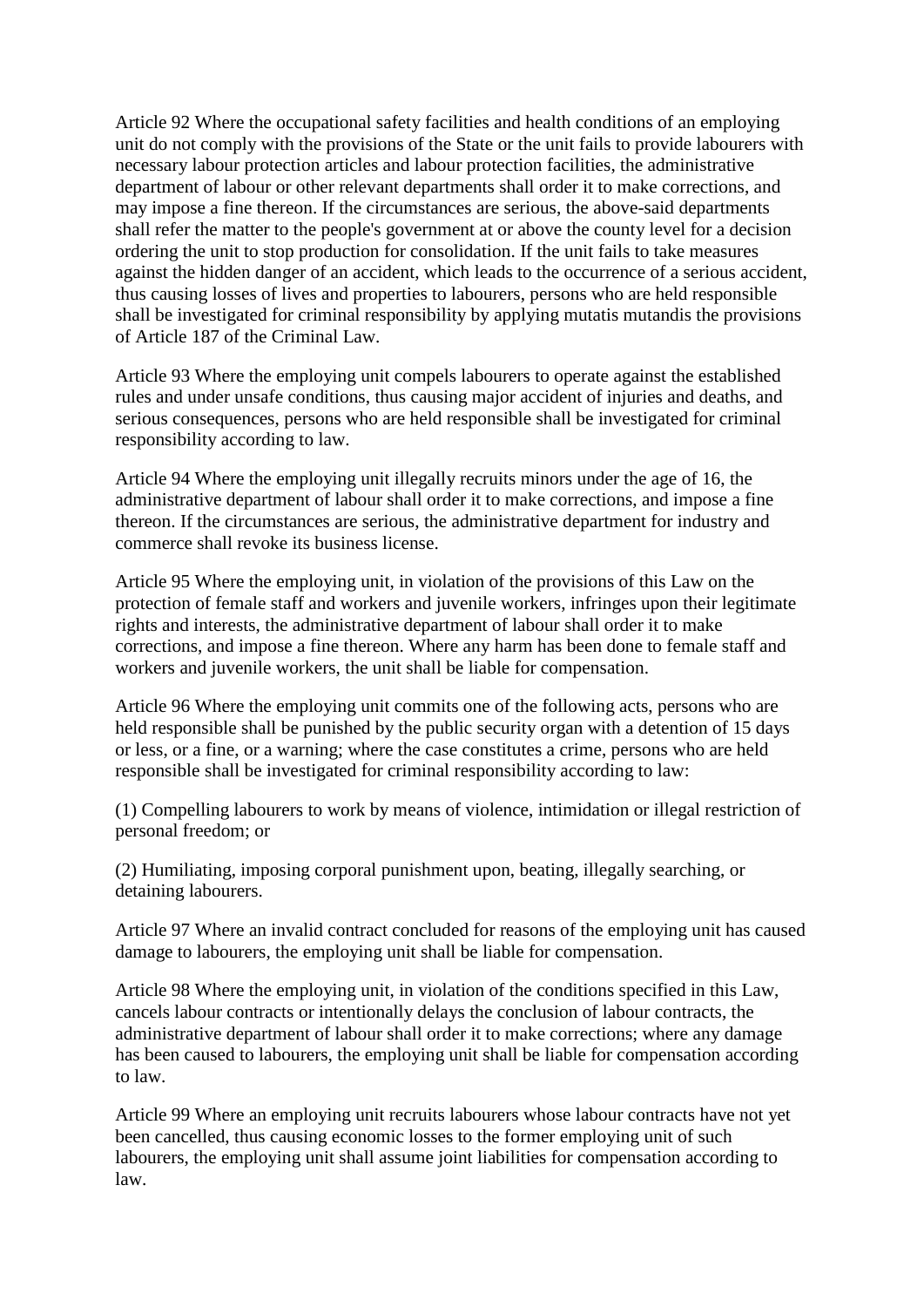Article 92 Where the occupational safety facilities and health conditions of an employing unit do not comply with the provisions of the State or the unit fails to provide labourers with necessary labour protection articles and labour protection facilities, the administrative department of labour or other relevant departments shall order it to make corrections, and may impose a fine thereon. If the circumstances are serious, the above-said departments shall refer the matter to the people's government at or above the county level for a decision ordering the unit to stop production for consolidation. If the unit fails to take measures against the hidden danger of an accident, which leads to the occurrence of a serious accident, thus causing losses of lives and properties to labourers, persons who are held responsible shall be investigated for criminal responsibility by applying mutatis mutandis the provisions of Article 187 of the Criminal Law.

Article 93 Where the employing unit compels labourers to operate against the established rules and under unsafe conditions, thus causing major accident of injuries and deaths, and serious consequences, persons who are held responsible shall be investigated for criminal responsibility according to law.

Article 94 Where the employing unit illegally recruits minors under the age of 16, the administrative department of labour shall order it to make corrections, and impose a fine thereon. If the circumstances are serious, the administrative department for industry and commerce shall revoke its business license.

Article 95 Where the employing unit, in violation of the provisions of this Law on the protection of female staff and workers and juvenile workers, infringes upon their legitimate rights and interests, the administrative department of labour shall order it to make corrections, and impose a fine thereon. Where any harm has been done to female staff and workers and juvenile workers, the unit shall be liable for compensation.

Article 96 Where the employing unit commits one of the following acts, persons who are held responsible shall be punished by the public security organ with a detention of 15 days or less, or a fine, or a warning; where the case constitutes a crime, persons who are held responsible shall be investigated for criminal responsibility according to law:

(1) Compelling labourers to work by means of violence, intimidation or illegal restriction of personal freedom; or

(2) Humiliating, imposing corporal punishment upon, beating, illegally searching, or detaining labourers.

Article 97 Where an invalid contract concluded for reasons of the employing unit has caused damage to labourers, the employing unit shall be liable for compensation.

Article 98 Where the employing unit, in violation of the conditions specified in this Law, cancels labour contracts or intentionally delays the conclusion of labour contracts, the administrative department of labour shall order it to make corrections; where any damage has been caused to labourers, the employing unit shall be liable for compensation according to law.

Article 99 Where an employing unit recruits labourers whose labour contracts have not yet been cancelled, thus causing economic losses to the former employing unit of such labourers, the employing unit shall assume joint liabilities for compensation according to law.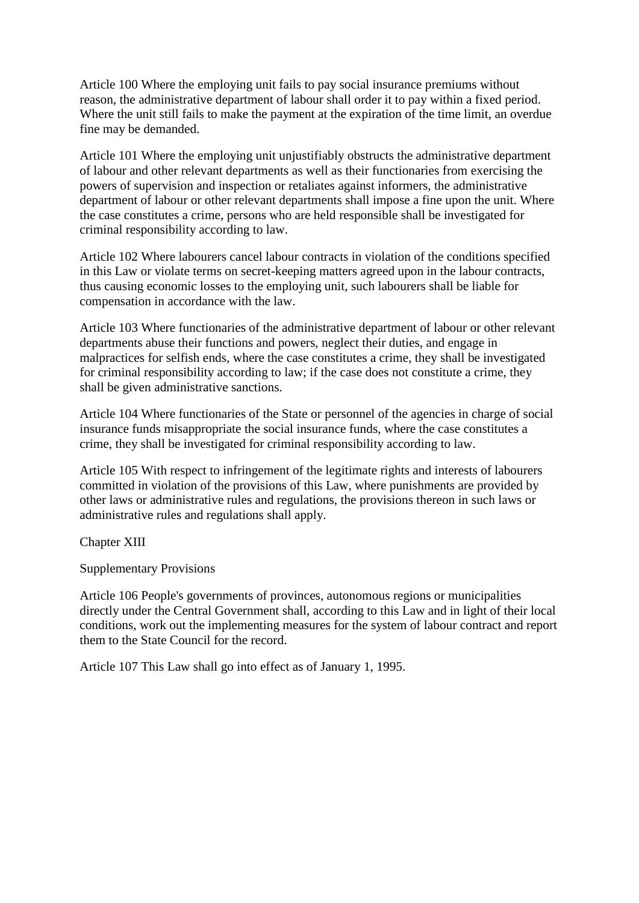Article 100 Where the employing unit fails to pay social insurance premiums without reason, the administrative department of labour shall order it to pay within a fixed period. Where the unit still fails to make the payment at the expiration of the time limit, an overdue fine may be demanded.

Article 101 Where the employing unit unjustifiably obstructs the administrative department of labour and other relevant departments as well as their functionaries from exercising the powers of supervision and inspection or retaliates against informers, the administrative department of labour or other relevant departments shall impose a fine upon the unit. Where the case constitutes a crime, persons who are held responsible shall be investigated for criminal responsibility according to law.

Article 102 Where labourers cancel labour contracts in violation of the conditions specified in this Law or violate terms on secret-keeping matters agreed upon in the labour contracts, thus causing economic losses to the employing unit, such labourers shall be liable for compensation in accordance with the law.

Article 103 Where functionaries of the administrative department of labour or other relevant departments abuse their functions and powers, neglect their duties, and engage in malpractices for selfish ends, where the case constitutes a crime, they shall be investigated for criminal responsibility according to law; if the case does not constitute a crime, they shall be given administrative sanctions.

Article 104 Where functionaries of the State or personnel of the agencies in charge of social insurance funds misappropriate the social insurance funds, where the case constitutes a crime, they shall be investigated for criminal responsibility according to law.

Article 105 With respect to infringement of the legitimate rights and interests of labourers committed in violation of the provisions of this Law, where punishments are provided by other laws or administrative rules and regulations, the provisions thereon in such laws or administrative rules and regulations shall apply.

## Chapter XIII

## Supplementary Provisions

Article 106 People's governments of provinces, autonomous regions or municipalities directly under the Central Government shall, according to this Law and in light of their local conditions, work out the implementing measures for the system of labour contract and report them to the State Council for the record.

Article 107 This Law shall go into effect as of January 1, 1995.